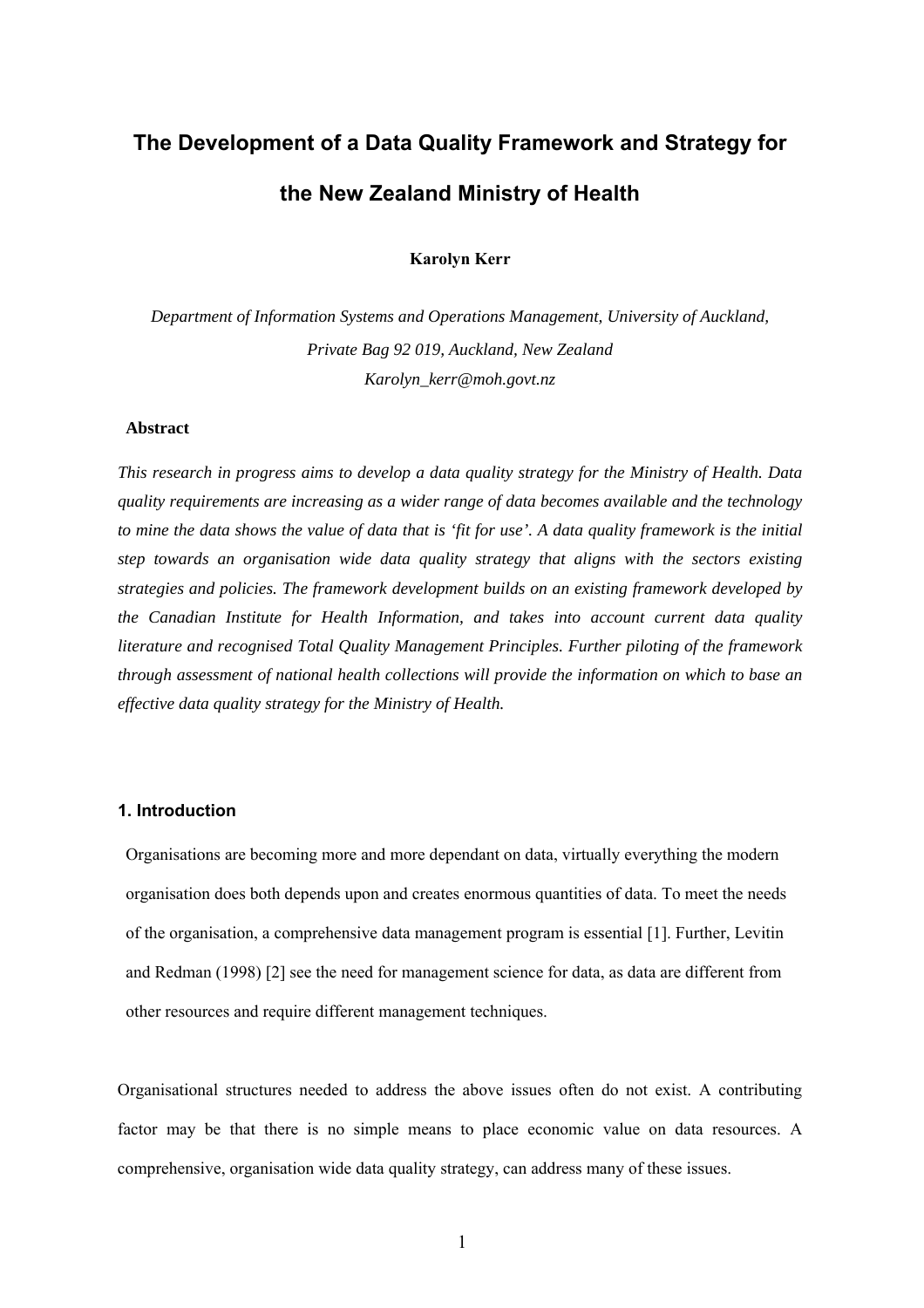# The Development of a Data Quality Framework and Strategy for the New Zealand Ministry of Health

**Karolyn Kerr**

*Department of Information Systems and Operations Management, University of Auckland,*
*Private Bag 92 019, Auckland, New Zealand*
*Karolyn_kerr@moh.govt.nz*

**Abstract**

*This research in progress aims to develop a data quality strategy for the Ministry of Health. Data quality requirements are increasing as a wider range of data becomes available and the technology to mine the data shows the value of data that is 'fit for use'. A data quality framework is the initial step towards an organisation wide data quality strategy that aligns with the sectors existing strategies and policies. The framework development builds on an existing framework developed by the Canadian Institute for Health Information, and takes into account current data quality literature and recognised Total Quality Management Principles. Further piloting of the framework through assessment of national health collections will provide the information on which to base an effective data quality strategy for the Ministry of Health.*

## 1. Introduction

Organisations are becoming more and more dependant on data, virtually everything the modern organisation does both depends upon and creates enormous quantities of data. To meet the needs of the organisation, a comprehensive data management program is essential [1]. Further, Levitin and Redman (1998) [2] see the need for management science for data, as data are different from other resources and require different management techniques.

Organisational structures needed to address the above issues often do not exist. A contributing factor may be that there is no simple means to place economic value on data resources. A comprehensive, organisation wide data quality strategy, can address many of these issues.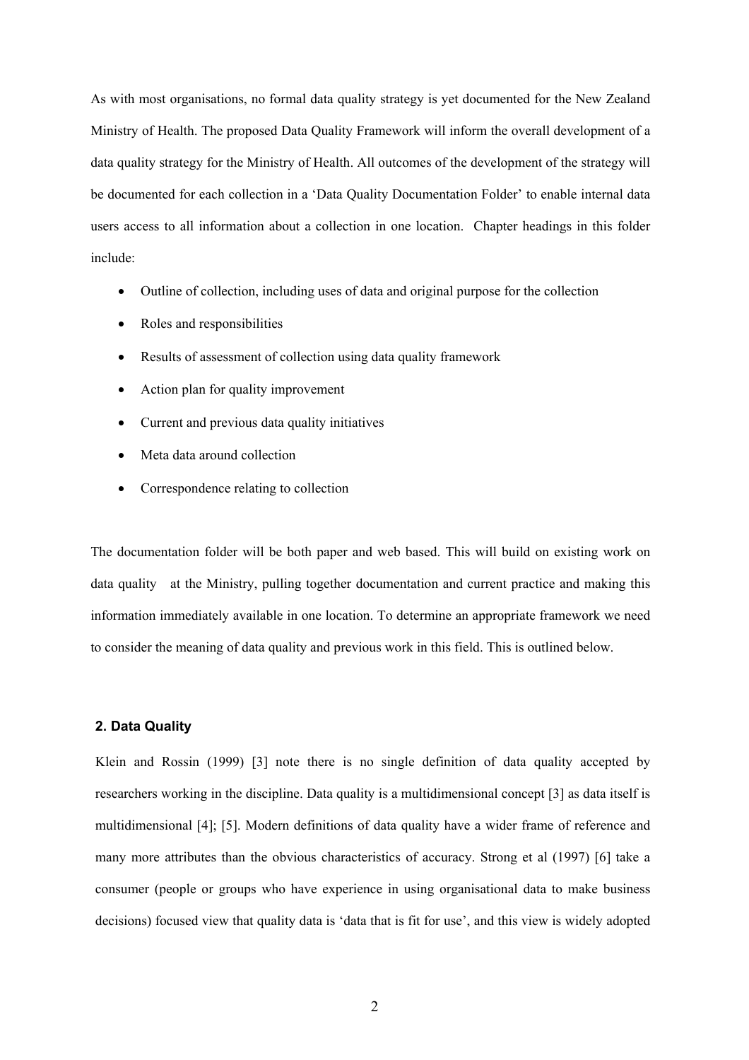As with most organisations, no formal data quality strategy is yet documented for the New Zealand Ministry of Health. The proposed Data Quality Framework will inform the overall development of a data quality strategy for the Ministry of Health. All outcomes of the development of the strategy will be documented for each collection in a 'Data Quality Documentation Folder' to enable internal data users access to all information about a collection in one location. Chapter headings in this folder include:

- Outline of collection, including uses of data and original purpose for the collection
- Roles and responsibilities
- Results of assessment of collection using data quality framework
- Action plan for quality improvement
- Current and previous data quality initiatives
- Meta data around collection
- Correspondence relating to collection

The documentation folder will be both paper and web based. This will build on existing work on data quality at the Ministry, pulling together documentation and current practice and making this information immediately available in one location. To determine an appropriate framework we need to consider the meaning of data quality and previous work in this field. This is outlined below.

## 2. Data Quality

Klein and Rossin (1999) [3] note there is no single definition of data quality accepted by researchers working in the discipline. Data quality is a multidimensional concept [3] as data itself is multidimensional [4]; [5]. Modern definitions of data quality have a wider frame of reference and many more attributes than the obvious characteristics of accuracy. Strong et al (1997) [6] take a consumer (people or groups who have experience in using organisational data to make business decisions) focused view that quality data is 'data that is fit for use', and this view is widely adopted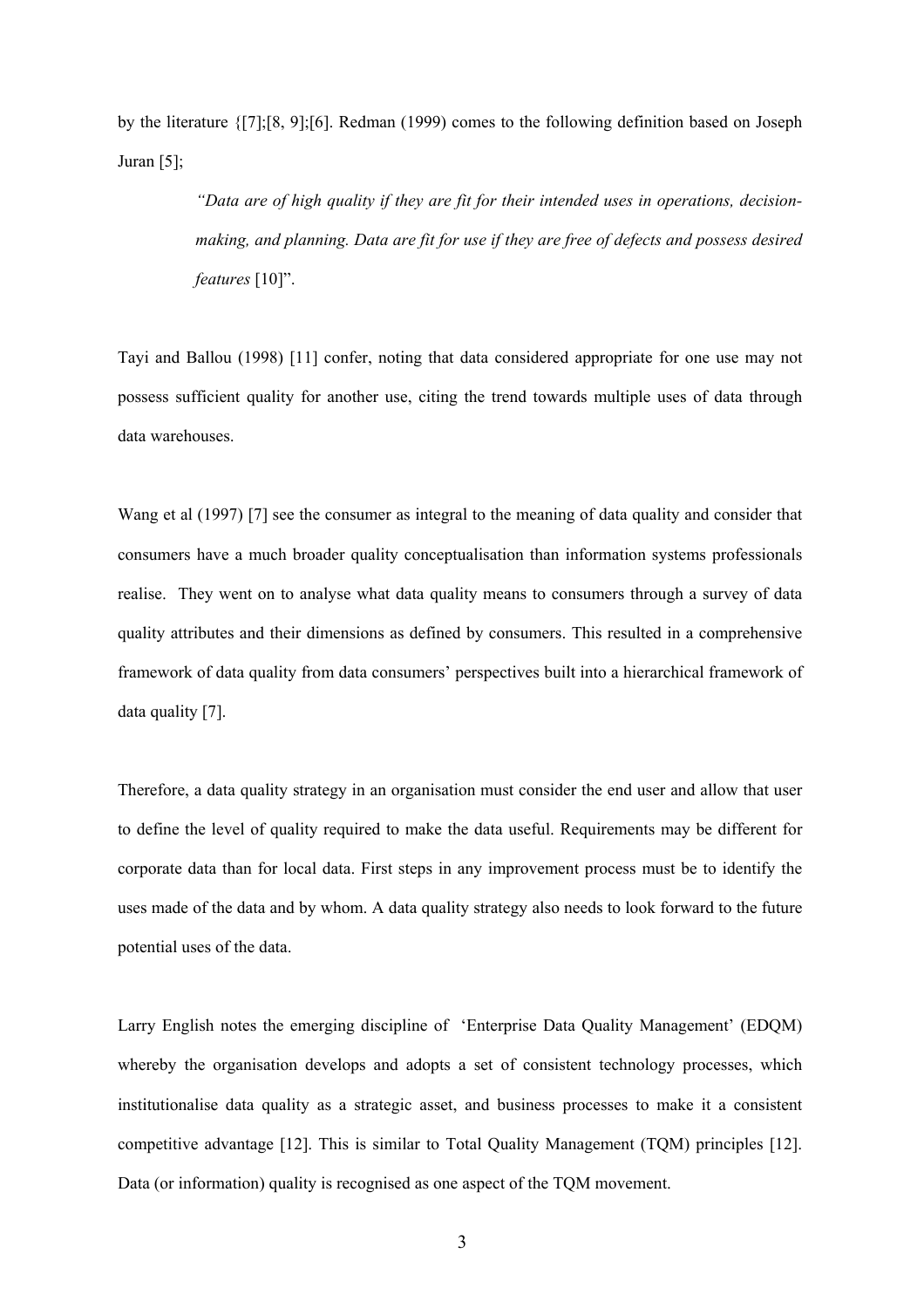by the literature {[7];[8, 9];[6]. Redman (1999) comes to the following definition based on Joseph Juran [5];

> *"Data are of high quality if they are fit for their intended uses in operations, decision-making, and planning. Data are fit for use if they are free of defects and possess desired features* [10]".

Tayi and Ballou (1998) [11] confer, noting that data considered appropriate for one use may not possess sufficient quality for another use, citing the trend towards multiple uses of data through data warehouses.

Wang et al (1997) [7] see the consumer as integral to the meaning of data quality and consider that consumers have a much broader quality conceptualisation than information systems professionals realise. They went on to analyse what data quality means to consumers through a survey of data quality attributes and their dimensions as defined by consumers. This resulted in a comprehensive framework of data quality from data consumers' perspectives built into a hierarchical framework of data quality [7].

Therefore, a data quality strategy in an organisation must consider the end user and allow that user to define the level of quality required to make the data useful. Requirements may be different for corporate data than for local data. First steps in any improvement process must be to identify the uses made of the data and by whom. A data quality strategy also needs to look forward to the future potential uses of the data.

Larry English notes the emerging discipline of 'Enterprise Data Quality Management' (EDQM) whereby the organisation develops and adopts a set of consistent technology processes, which institutionalise data quality as a strategic asset, and business processes to make it a consistent competitive advantage [12]. This is similar to Total Quality Management (TQM) principles [12]. Data (or information) quality is recognised as one aspect of the TQM movement.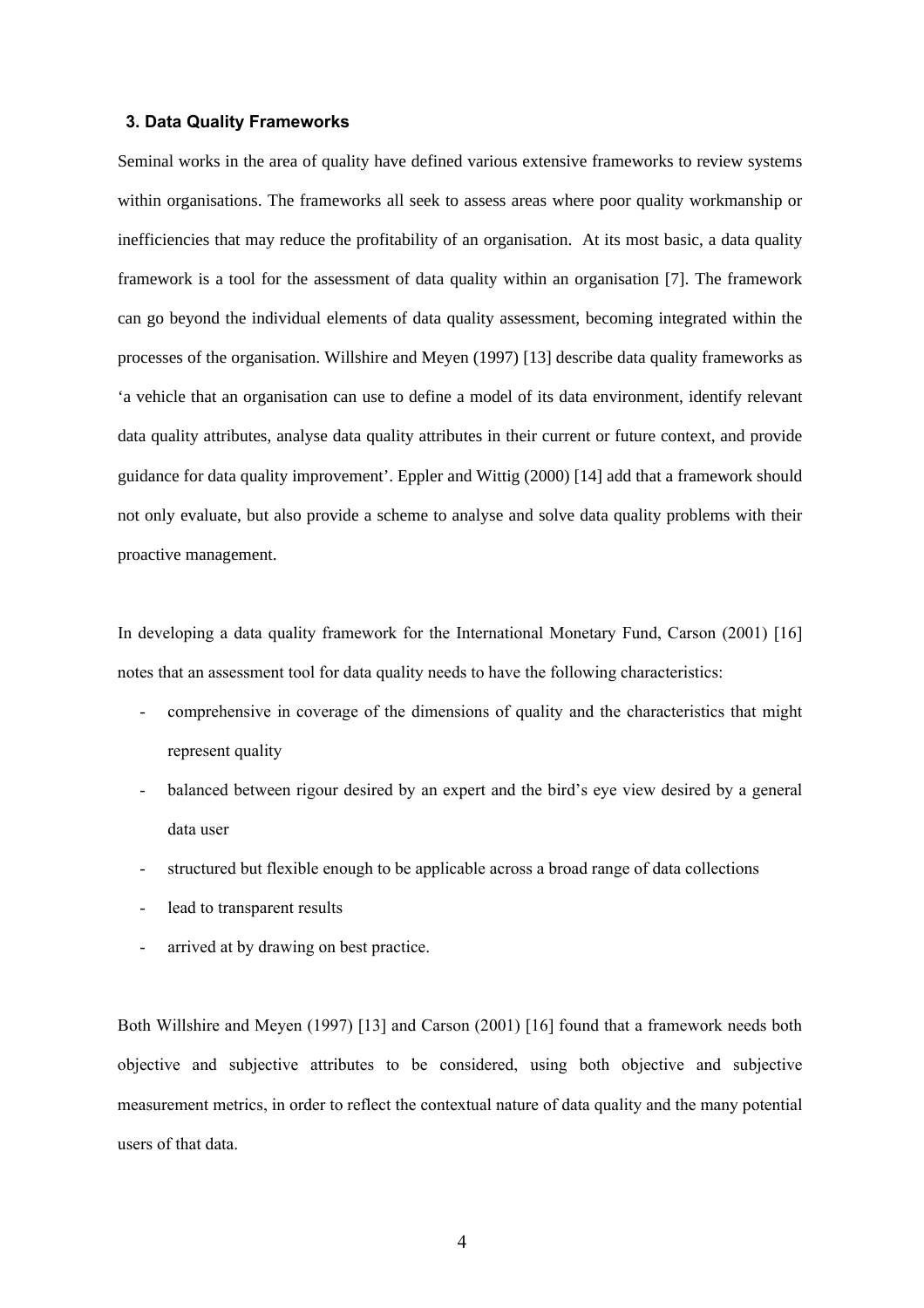## 3. Data Quality Frameworks

Seminal works in the area of quality have defined various extensive frameworks to review systems within organisations. The frameworks all seek to assess areas where poor quality workmanship or inefficiencies that may reduce the profitability of an organisation. At its most basic, a data quality framework is a tool for the assessment of data quality within an organisation [7]. The framework can go beyond the individual elements of data quality assessment, becoming integrated within the processes of the organisation. Willshire and Meyen (1997) [13] describe data quality frameworks as 'a vehicle that an organisation can use to define a model of its data environment, identify relevant data quality attributes, analyse data quality attributes in their current or future context, and provide guidance for data quality improvement'. Eppler and Wittig (2000) [14] add that a framework should not only evaluate, but also provide a scheme to analyse and solve data quality problems with their proactive management.

In developing a data quality framework for the International Monetary Fund, Carson (2001) [16] notes that an assessment tool for data quality needs to have the following characteristics:

- comprehensive in coverage of the dimensions of quality and the characteristics that might represent quality
- balanced between rigour desired by an expert and the bird's eye view desired by a general data user
- structured but flexible enough to be applicable across a broad range of data collections
- lead to transparent results
- arrived at by drawing on best practice.

Both Willshire and Meyen (1997) [13] and Carson (2001) [16] found that a framework needs both objective and subjective attributes to be considered, using both objective and subjective measurement metrics, in order to reflect the contextual nature of data quality and the many potential users of that data.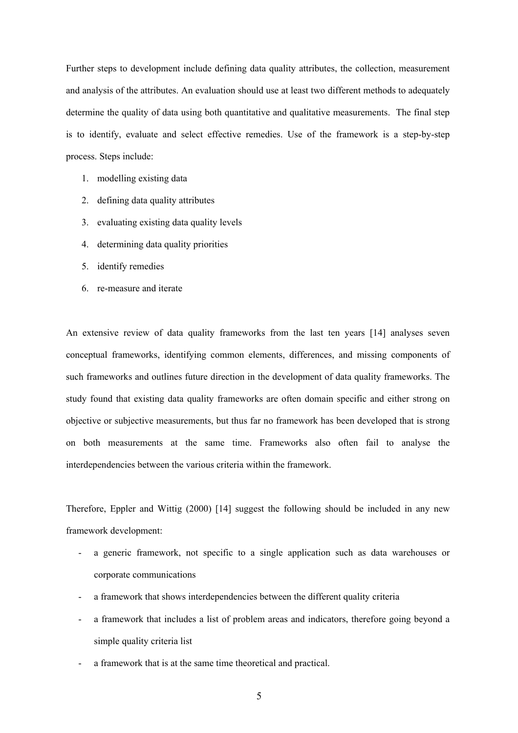Further steps to development include defining data quality attributes, the collection, measurement and analysis of the attributes. An evaluation should use at least two different methods to adequately determine the quality of data using both quantitative and qualitative measurements.  The final step is to identify, evaluate and select effective remedies. Use of the framework is a step-by-step process. Steps include:

1. modelling existing data
2. defining data quality attributes
3. evaluating existing data quality levels
4. determining data quality priorities
5. identify remedies
6. re-measure and iterate

An extensive review of data quality frameworks from the last ten years [14] analyses seven conceptual frameworks, identifying common elements, differences, and missing components of such frameworks and outlines future direction in the development of data quality frameworks. The study found that existing data quality frameworks are often domain specific and either strong on objective or subjective measurements, but thus far no framework has been developed that is strong on both measurements at the same time. Frameworks also often fail to analyse the interdependencies between the various criteria within the framework.

Therefore, Eppler and Wittig (2000) [14] suggest the following should be included in any new framework development:

- a generic framework, not specific to a single application such as data warehouses or corporate communications
- a framework that shows interdependencies between the different quality criteria
- a framework that includes a list of problem areas and indicators, therefore going beyond a simple quality criteria list
- a framework that is at the same time theoretical and practical.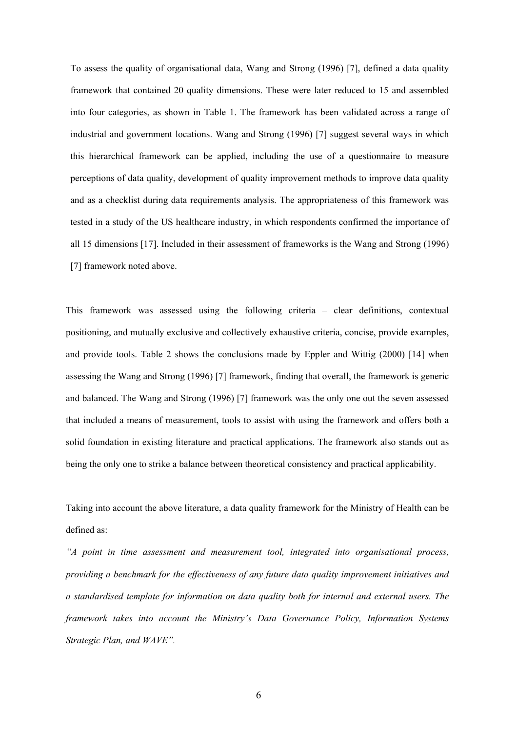To assess the quality of organisational data, Wang and Strong (1996) [7], defined a data quality framework that contained 20 quality dimensions. These were later reduced to 15 and assembled into four categories, as shown in Table 1. The framework has been validated across a range of industrial and government locations. Wang and Strong (1996) [7] suggest several ways in which this hierarchical framework can be applied, including the use of a questionnaire to measure perceptions of data quality, development of quality improvement methods to improve data quality and as a checklist during data requirements analysis. The appropriateness of this framework was tested in a study of the US healthcare industry, in which respondents confirmed the importance of all 15 dimensions [17]. Included in their assessment of frameworks is the Wang and Strong (1996) [7] framework noted above.

This framework was assessed using the following criteria – clear definitions, contextual positioning, and mutually exclusive and collectively exhaustive criteria, concise, provide examples, and provide tools. Table 2 shows the conclusions made by Eppler and Wittig (2000) [14] when assessing the Wang and Strong (1996) [7] framework, finding that overall, the framework is generic and balanced. The Wang and Strong (1996) [7] framework was the only one out the seven assessed that included a means of measurement, tools to assist with using the framework and offers both a solid foundation in existing literature and practical applications. The framework also stands out as being the only one to strike a balance between theoretical consistency and practical applicability.

Taking into account the above literature, a data quality framework for the Ministry of Health can be defined as:

*"A point in time assessment and measurement tool, integrated into organisational process, providing a benchmark for the effectiveness of any future data quality improvement initiatives and a standardised template for information on data quality both for internal and external users. The framework takes into account the Ministry's Data Governance Policy, Information Systems Strategic Plan, and WAVE".*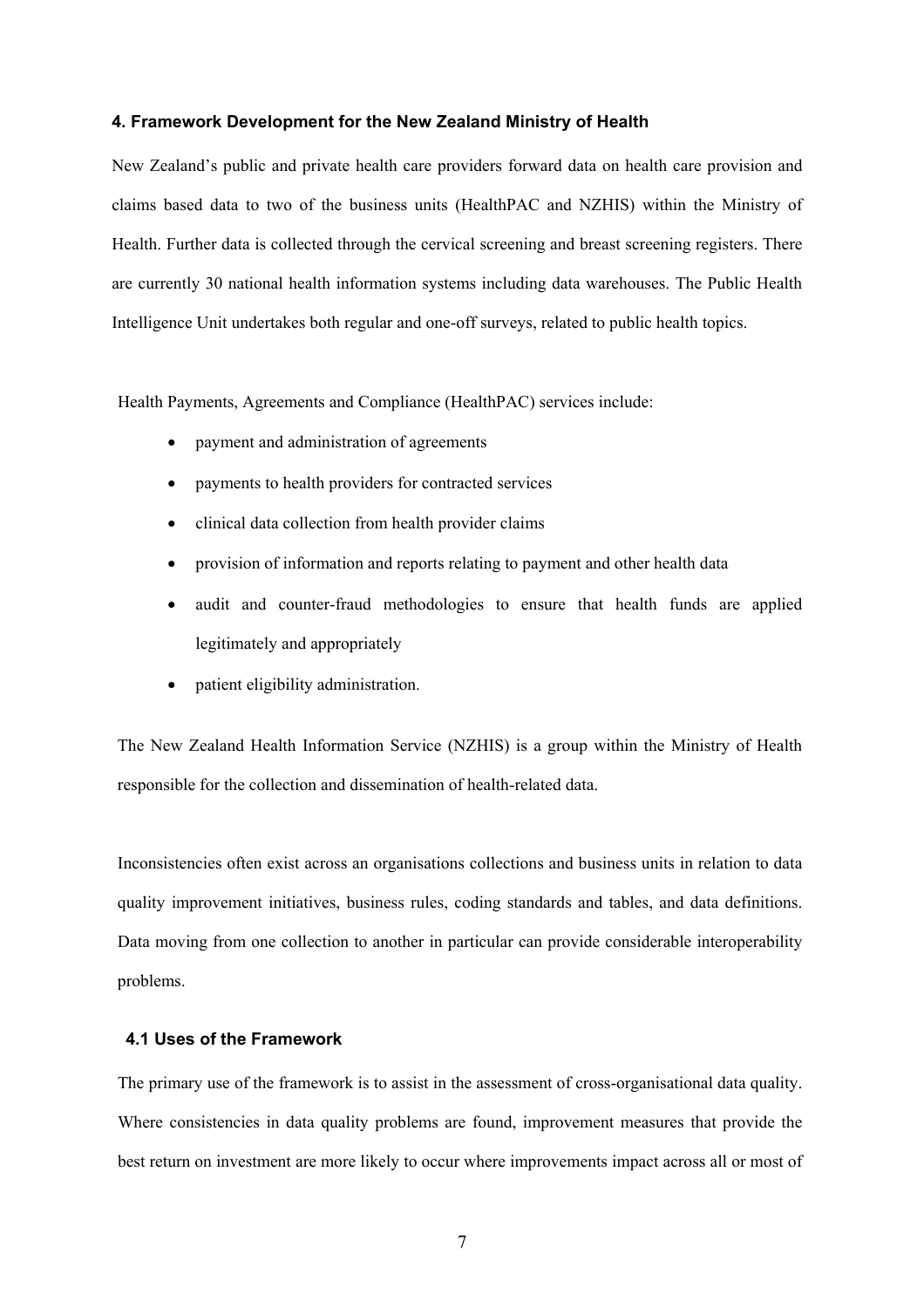### 4. Framework Development for the New Zealand Ministry of Health

New Zealand's public and private health care providers forward data on health care provision and claims based data to two of the business units (HealthPAC and NZHIS) within the Ministry of Health. Further data is collected through the cervical screening and breast screening registers. There are currently 30 national health information systems including data warehouses. The Public Health Intelligence Unit undertakes both regular and one-off surveys, related to public health topics.

Health Payments, Agreements and Compliance (HealthPAC) services include:

- payment and administration of agreements
- payments to health providers for contracted services
- clinical data collection from health provider claims
- provision of information and reports relating to payment and other health data
- audit and counter-fraud methodologies to ensure that health funds are applied legitimately and appropriately
- patient eligibility administration.

The New Zealand Health Information Service (NZHIS) is a group within the Ministry of Health responsible for the collection and dissemination of health-related data.

Inconsistencies often exist across an organisations collections and business units in relation to data quality improvement initiatives, business rules, coding standards and tables, and data definitions. Data moving from one collection to another in particular can provide considerable interoperability problems.

#### 4.1 Uses of the Framework

The primary use of the framework is to assist in the assessment of cross-organisational data quality. Where consistencies in data quality problems are found, improvement measures that provide the best return on investment are more likely to occur where improvements impact across all or most of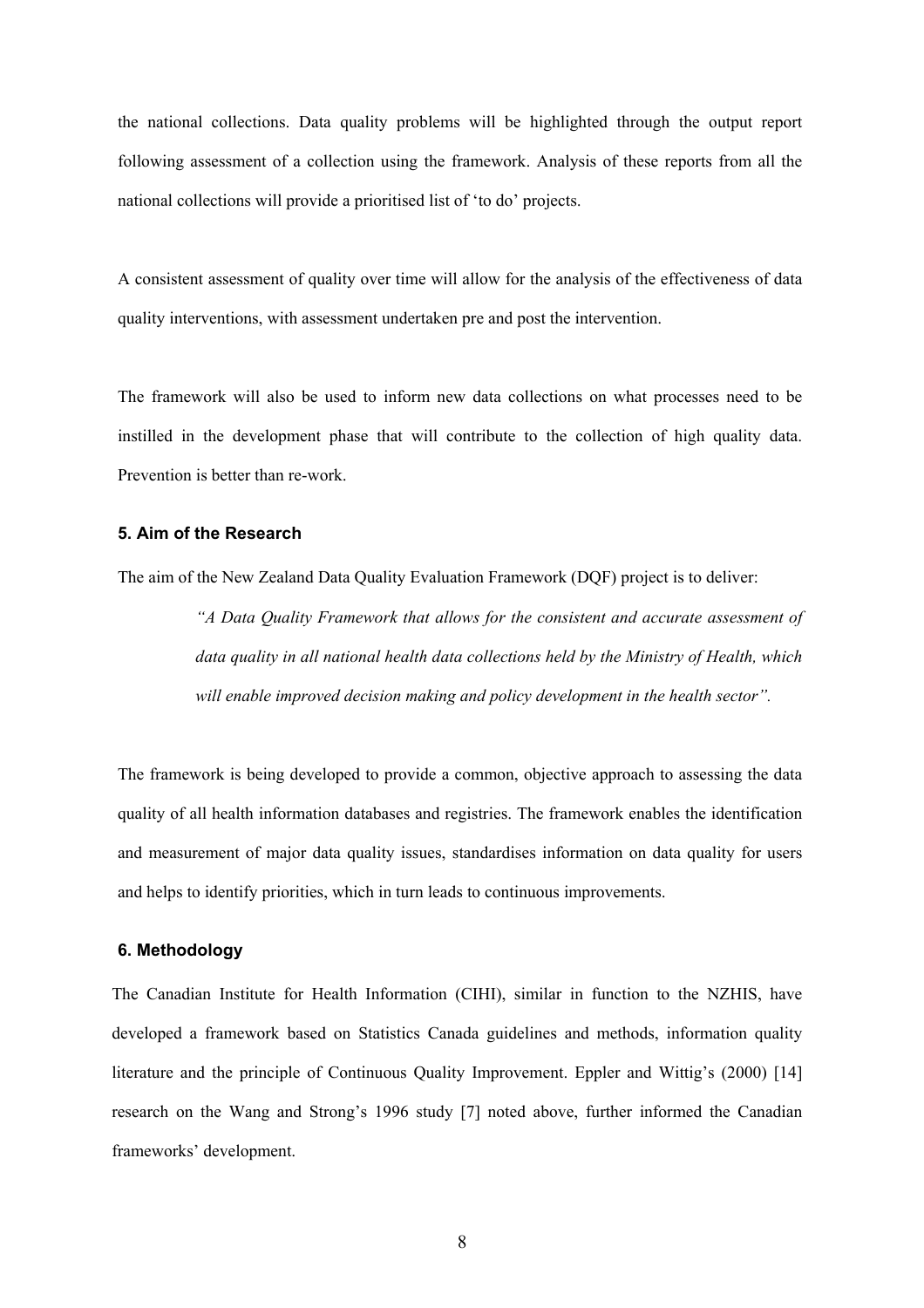the national collections. Data quality problems will be highlighted through the output report following assessment of a collection using the framework. Analysis of these reports from all the national collections will provide a prioritised list of 'to do' projects.

A consistent assessment of quality over time will allow for the analysis of the effectiveness of data quality interventions, with assessment undertaken pre and post the intervention.

The framework will also be used to inform new data collections on what processes need to be instilled in the development phase that will contribute to the collection of high quality data. Prevention is better than re-work.

## 5. Aim of the Research

The aim of the New Zealand Data Quality Evaluation Framework (DQF) project is to deliver:

> *"A Data Quality Framework that allows for the consistent and accurate assessment of data quality in all national health data collections held by the Ministry of Health, which will enable improved decision making and policy development in the health sector".*

The framework is being developed to provide a common, objective approach to assessing the data quality of all health information databases and registries. The framework enables the identification and measurement of major data quality issues, standardises information on data quality for users and helps to identify priorities, which in turn leads to continuous improvements.

## 6. Methodology

The Canadian Institute for Health Information (CIHI), similar in function to the NZHIS, have developed a framework based on Statistics Canada guidelines and methods, information quality literature and the principle of Continuous Quality Improvement. Eppler and Wittig's (2000) [14] research on the Wang and Strong's 1996 study [7] noted above, further informed the Canadian frameworks' development.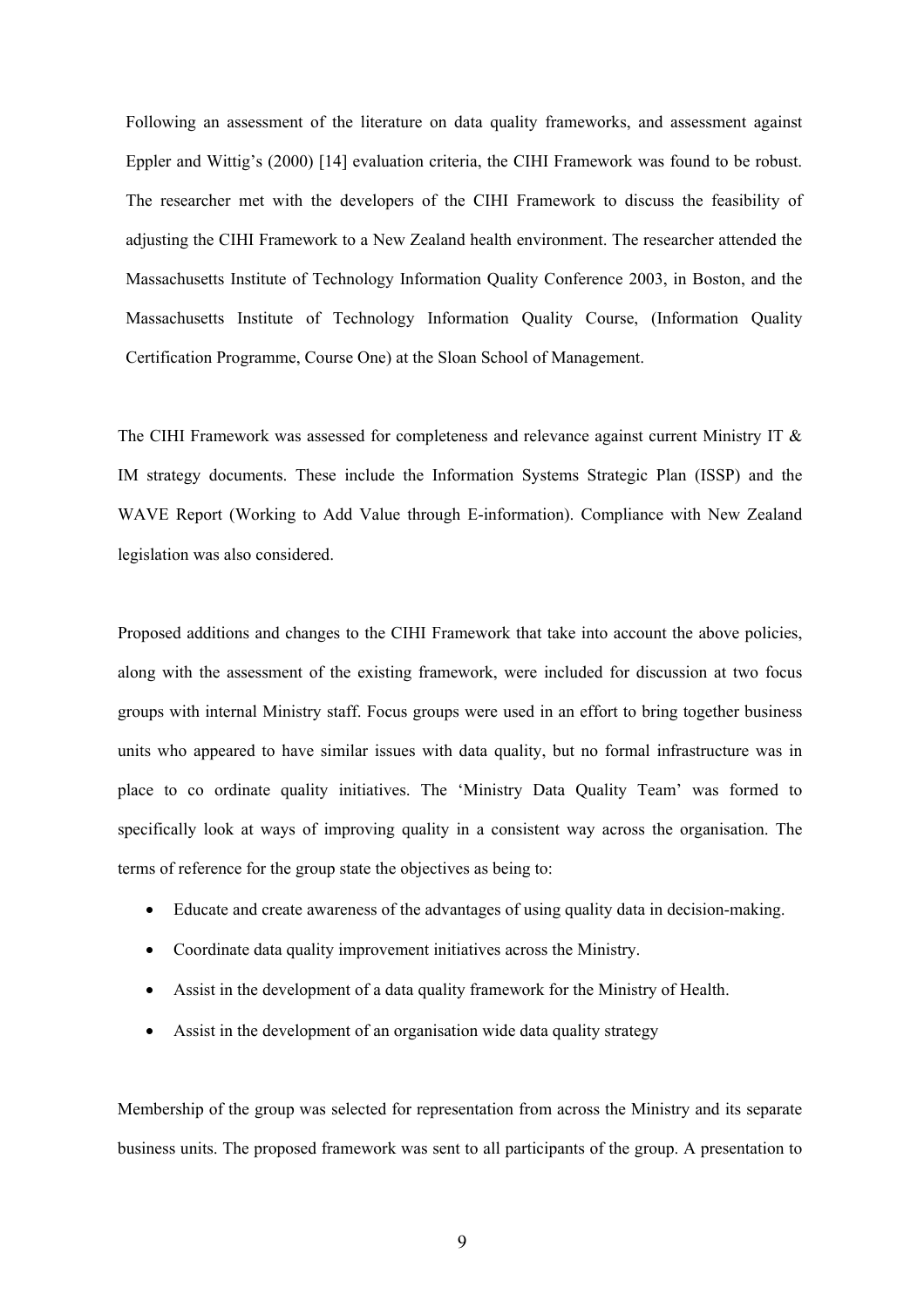Following an assessment of the literature on data quality frameworks, and assessment against Eppler and Wittig's (2000) [14] evaluation criteria, the CIHI Framework was found to be robust. The researcher met with the developers of the CIHI Framework to discuss the feasibility of adjusting the CIHI Framework to a New Zealand health environment. The researcher attended the Massachusetts Institute of Technology Information Quality Conference 2003, in Boston, and the Massachusetts Institute of Technology Information Quality Course, (Information Quality Certification Programme, Course One) at the Sloan School of Management.

The CIHI Framework was assessed for completeness and relevance against current Ministry IT & IM strategy documents. These include the Information Systems Strategic Plan (ISSP) and the WAVE Report (Working to Add Value through E-information). Compliance with New Zealand legislation was also considered.

Proposed additions and changes to the CIHI Framework that take into account the above policies, along with the assessment of the existing framework, were included for discussion at two focus groups with internal Ministry staff. Focus groups were used in an effort to bring together business units who appeared to have similar issues with data quality, but no formal infrastructure was in place to co ordinate quality initiatives. The 'Ministry Data Quality Team' was formed to specifically look at ways of improving quality in a consistent way across the organisation. The terms of reference for the group state the objectives as being to:

- Educate and create awareness of the advantages of using quality data in decision-making.
- Coordinate data quality improvement initiatives across the Ministry.
- Assist in the development of a data quality framework for the Ministry of Health.
- Assist in the development of an organisation wide data quality strategy

Membership of the group was selected for representation from across the Ministry and its separate business units. The proposed framework was sent to all participants of the group. A presentation to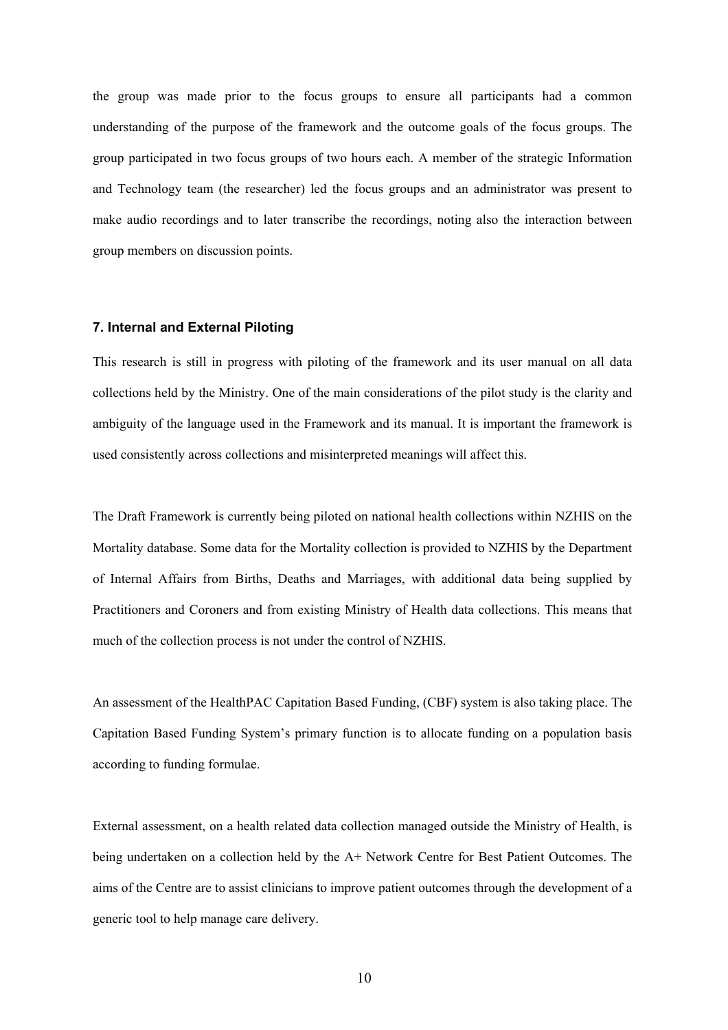the group was made prior to the focus groups to ensure all participants had a common understanding of the purpose of the framework and the outcome goals of the focus groups. The group participated in two focus groups of two hours each. A member of the strategic Information and Technology team (the researcher) led the focus groups and an administrator was present to make audio recordings and to later transcribe the recordings, noting also the interaction between group members on discussion points.

### 7. Internal and External Piloting

This research is still in progress with piloting of the framework and its user manual on all data collections held by the Ministry. One of the main considerations of the pilot study is the clarity and ambiguity of the language used in the Framework and its manual. It is important the framework is used consistently across collections and misinterpreted meanings will affect this.

The Draft Framework is currently being piloted on national health collections within NZHIS on the Mortality database. Some data for the Mortality collection is provided to NZHIS by the Department of Internal Affairs from Births, Deaths and Marriages, with additional data being supplied by Practitioners and Coroners and from existing Ministry of Health data collections. This means that much of the collection process is not under the control of NZHIS.

An assessment of the HealthPAC Capitation Based Funding, (CBF) system is also taking place. The Capitation Based Funding System's primary function is to allocate funding on a population basis according to funding formulae.

External assessment, on a health related data collection managed outside the Ministry of Health, is being undertaken on a collection held by the A+ Network Centre for Best Patient Outcomes. The aims of the Centre are to assist clinicians to improve patient outcomes through the development of a generic tool to help manage care delivery.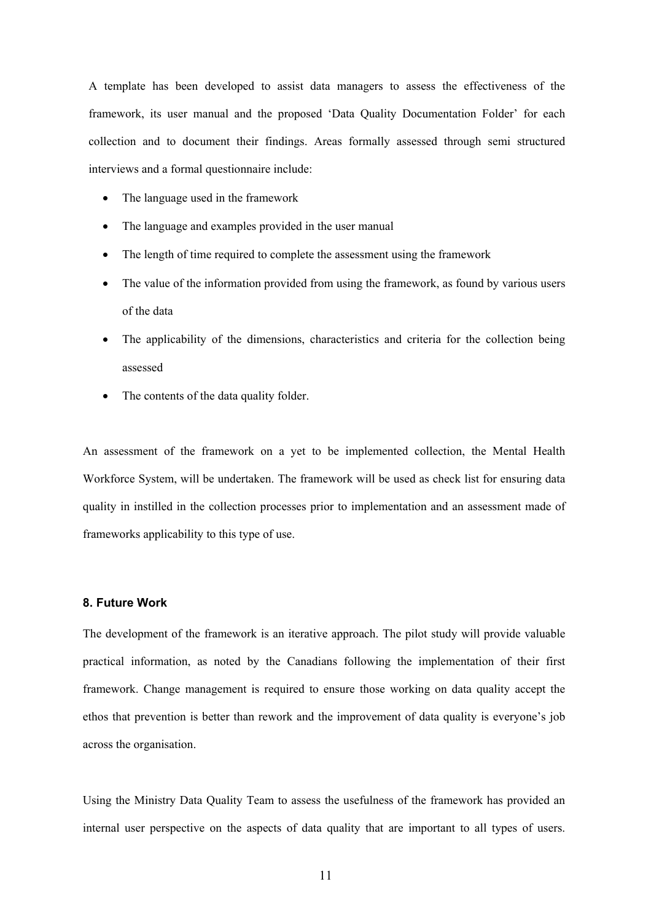A template has been developed to assist data managers to assess the effectiveness of the framework, its user manual and the proposed 'Data Quality Documentation Folder' for each collection and to document their findings. Areas formally assessed through semi structured interviews and a formal questionnaire include:

- The language used in the framework
- The language and examples provided in the user manual
- The length of time required to complete the assessment using the framework
- The value of the information provided from using the framework, as found by various users of the data
- The applicability of the dimensions, characteristics and criteria for the collection being assessed
- The contents of the data quality folder.

An assessment of the framework on a yet to be implemented collection, the Mental Health Workforce System, will be undertaken. The framework will be used as check list for ensuring data quality in instilled in the collection processes prior to implementation and an assessment made of frameworks applicability to this type of use.

### 8. Future Work

The development of the framework is an iterative approach. The pilot study will provide valuable practical information, as noted by the Canadians following the implementation of their first framework. Change management is required to ensure those working on data quality accept the ethos that prevention is better than rework and the improvement of data quality is everyone's job across the organisation.

Using the Ministry Data Quality Team to assess the usefulness of the framework has provided an internal user perspective on the aspects of data quality that are important to all types of users.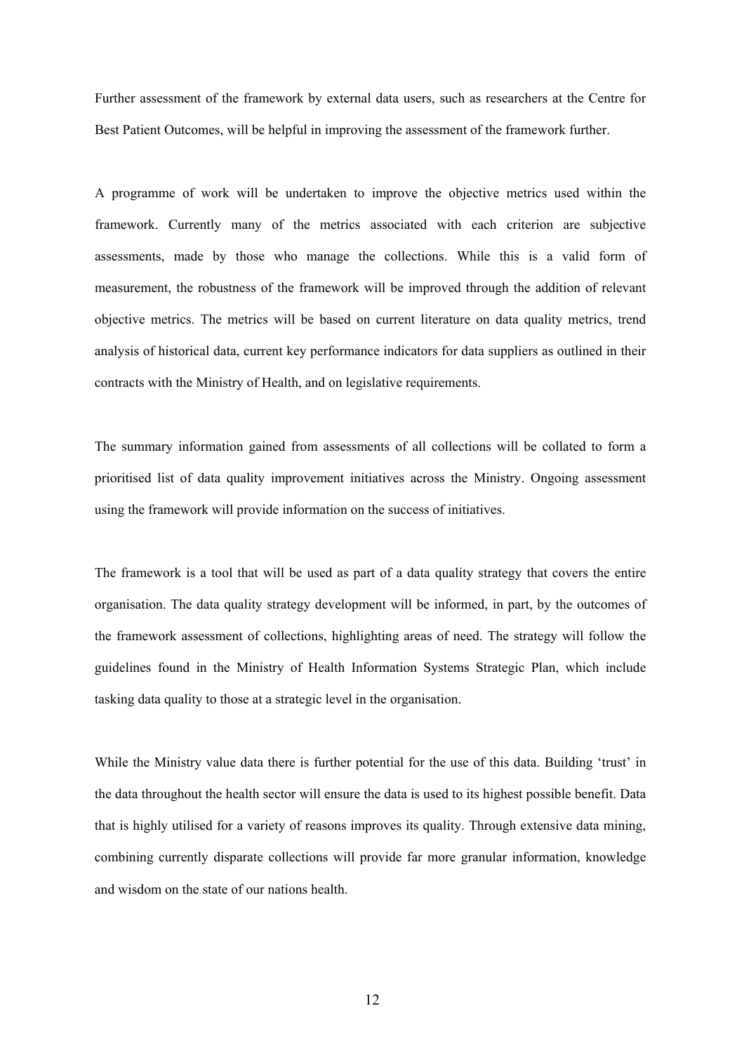Further assessment of the framework by external data users, such as researchers at the Centre for Best Patient Outcomes, will be helpful in improving the assessment of the framework further.

A programme of work will be undertaken to improve the objective metrics used within the framework. Currently many of the metrics associated with each criterion are subjective assessments, made by those who manage the collections. While this is a valid form of measurement, the robustness of the framework will be improved through the addition of relevant objective metrics. The metrics will be based on current literature on data quality metrics, trend analysis of historical data, current key performance indicators for data suppliers as outlined in their contracts with the Ministry of Health, and on legislative requirements.

The summary information gained from assessments of all collections will be collated to form a prioritised list of data quality improvement initiatives across the Ministry. Ongoing assessment using the framework will provide information on the success of initiatives.

The framework is a tool that will be used as part of a data quality strategy that covers the entire organisation. The data quality strategy development will be informed, in part, by the outcomes of the framework assessment of collections, highlighting areas of need. The strategy will follow the guidelines found in the Ministry of Health Information Systems Strategic Plan, which include tasking data quality to those at a strategic level in the organisation.

While the Ministry value data there is further potential for the use of this data. Building 'trust' in the data throughout the health sector will ensure the data is used to its highest possible benefit. Data that is highly utilised for a variety of reasons improves its quality. Through extensive data mining, combining currently disparate collections will provide far more granular information, knowledge and wisdom on the state of our nations health.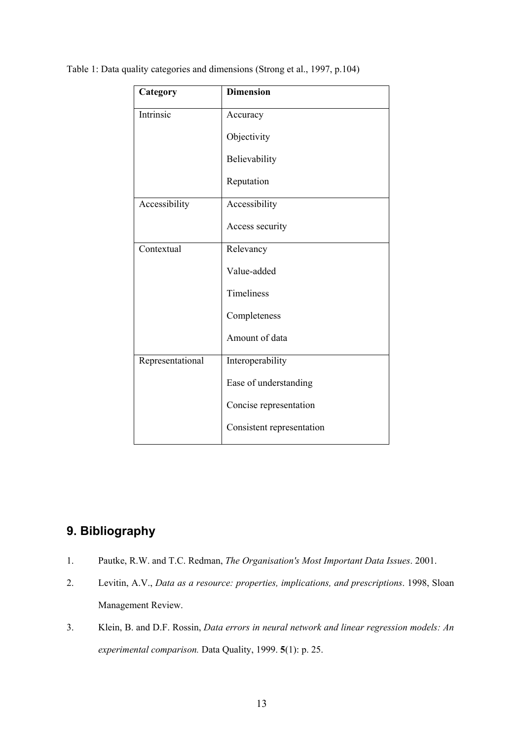Table 1: Data quality categories and dimensions (Strong et al., 1997, p.104)

| Category | Dimension |
|---|---|
| Intrinsic | Accuracy |
| | Objectivity |
| | Believability |
| | Reputation |
| Accessibility | Accessibility |
| | Access security |
| Contextual | Relevancy |
| | Value-added |
| | Timeliness |
| | Completeness |
| | Amount of data |
| Representational | Interoperability |
| | Ease of understanding |
| | Concise representation |
| | Consistent representation |

## 9. Bibliography

1. Pautke, R.W. and T.C. Redman, *The Organisation's Most Important Data Issues*. 2001.
2. Levitin, A.V., *Data as a resource: properties, implications, and prescriptions*. 1998, Sloan Management Review.
3. Klein, B. and D.F. Rossin, *Data errors in neural network and linear regression models: An experimental comparison.* Data Quality, 1999. **5**(1): p. 25.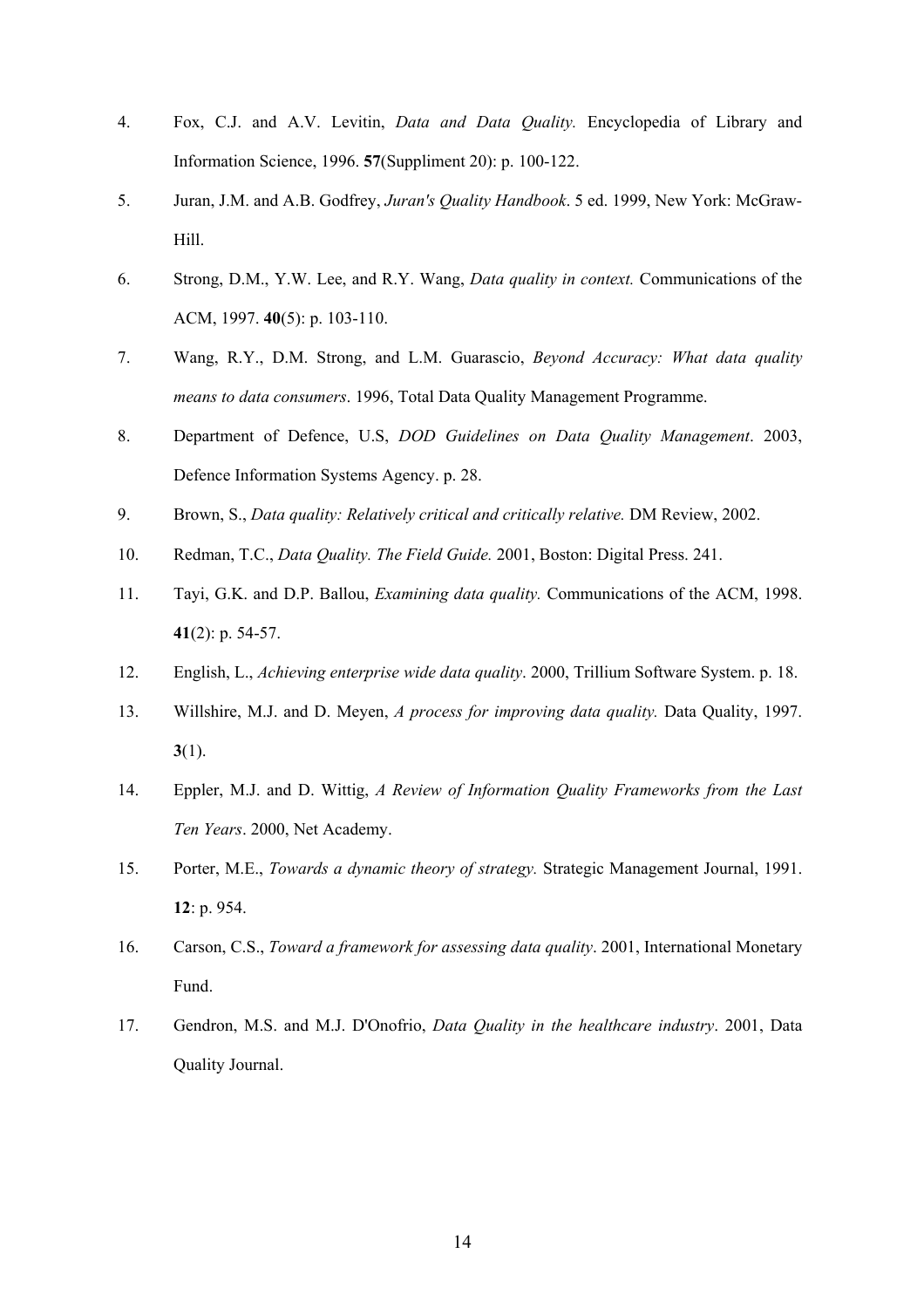4. Fox, C.J. and A.V. Levitin, *Data and Data Quality.* Encyclopedia of Library and Information Science, 1996. **57**(Suppliment 20): p. 100-122.
5. Juran, J.M. and A.B. Godfrey, *Juran's Quality Handbook*. 5 ed. 1999, New York: McGraw-Hill.
6. Strong, D.M., Y.W. Lee, and R.Y. Wang, *Data quality in context.* Communications of the ACM, 1997. **40**(5): p. 103-110.
7. Wang, R.Y., D.M. Strong, and L.M. Guarascio, *Beyond Accuracy: What data quality means to data consumers*. 1996, Total Data Quality Management Programme.
8. Department of Defence, U.S, *DOD Guidelines on Data Quality Management*. 2003, Defence Information Systems Agency. p. 28.
9. Brown, S., *Data quality: Relatively critical and critically relative.* DM Review, 2002.
10. Redman, T.C., *Data Quality. The Field Guide.* 2001, Boston: Digital Press. 241.
11. Tayi, G.K. and D.P. Ballou, *Examining data quality.* Communications of the ACM, 1998. **41**(2): p. 54-57.
12. English, L., *Achieving enterprise wide data quality*. 2000, Trillium Software System. p. 18.
13. Willshire, M.J. and D. Meyen, *A process for improving data quality.* Data Quality, 1997. **3**(1).
14. Eppler, M.J. and D. Wittig, *A Review of Information Quality Frameworks from the Last Ten Years*. 2000, Net Academy.
15. Porter, M.E., *Towards a dynamic theory of strategy.* Strategic Management Journal, 1991. **12**: p. 954.
16. Carson, C.S., *Toward a framework for assessing data quality*. 2001, International Monetary Fund.
17. Gendron, M.S. and M.J. D'Onofrio, *Data Quality in the healthcare industry*. 2001, Data Quality Journal.